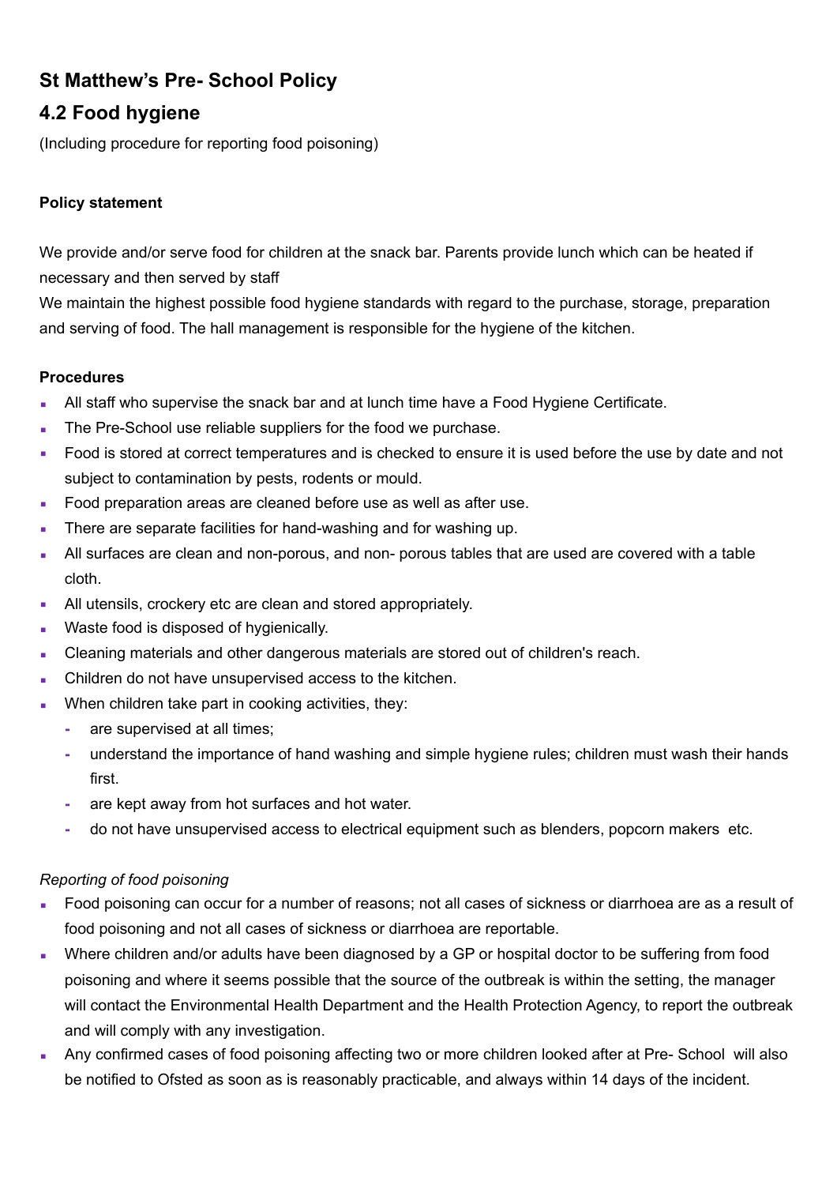# St Matthew's Pre- School Policy

## 4.2 Food hygiene

(Including procedure for reporting food poisoning)

**Policy statement**

We provide and/or serve food for children at the snack bar. Parents provide lunch which can be heated if necessary and then served by staff

We maintain the highest possible food hygiene standards with regard to the purchase, storage, preparation and serving of food. The hall management is responsible for the hygiene of the kitchen.

**Procedures**

- All staff who supervise the snack bar and at lunch time have a Food Hygiene Certificate.
- The Pre-School use reliable suppliers for the food we purchase.
- Food is stored at correct temperatures and is checked to ensure it is used before the use by date and not subject to contamination by pests, rodents or mould.
- Food preparation areas are cleaned before use as well as after use.
- There are separate facilities for hand-washing and for washing up.
- All surfaces are clean and non-porous, and non- porous tables that are used are covered with a table cloth.
- All utensils, crockery etc are clean and stored appropriately.
- Waste food is disposed of hygienically.
- Cleaning materials and other dangerous materials are stored out of children's reach.
- Children do not have unsupervised access to the kitchen.
- When children take part in cooking activities, they:
  - are supervised at all times;
  - understand the importance of hand washing and simple hygiene rules; children must wash their hands first.
  - are kept away from hot surfaces and hot water.
  - do not have unsupervised access to electrical equipment such as blenders, popcorn makers etc.

*Reporting of food poisoning*

- Food poisoning can occur for a number of reasons; not all cases of sickness or diarrhoea are as a result of food poisoning and not all cases of sickness or diarrhoea are reportable.
- Where children and/or adults have been diagnosed by a GP or hospital doctor to be suffering from food poisoning and where it seems possible that the source of the outbreak is within the setting, the manager will contact the Environmental Health Department and the Health Protection Agency, to report the outbreak and will comply with any investigation.
- Any confirmed cases of food poisoning affecting two or more children looked after at Pre- School will also be notified to Ofsted as soon as is reasonably practicable, and always within 14 days of the incident.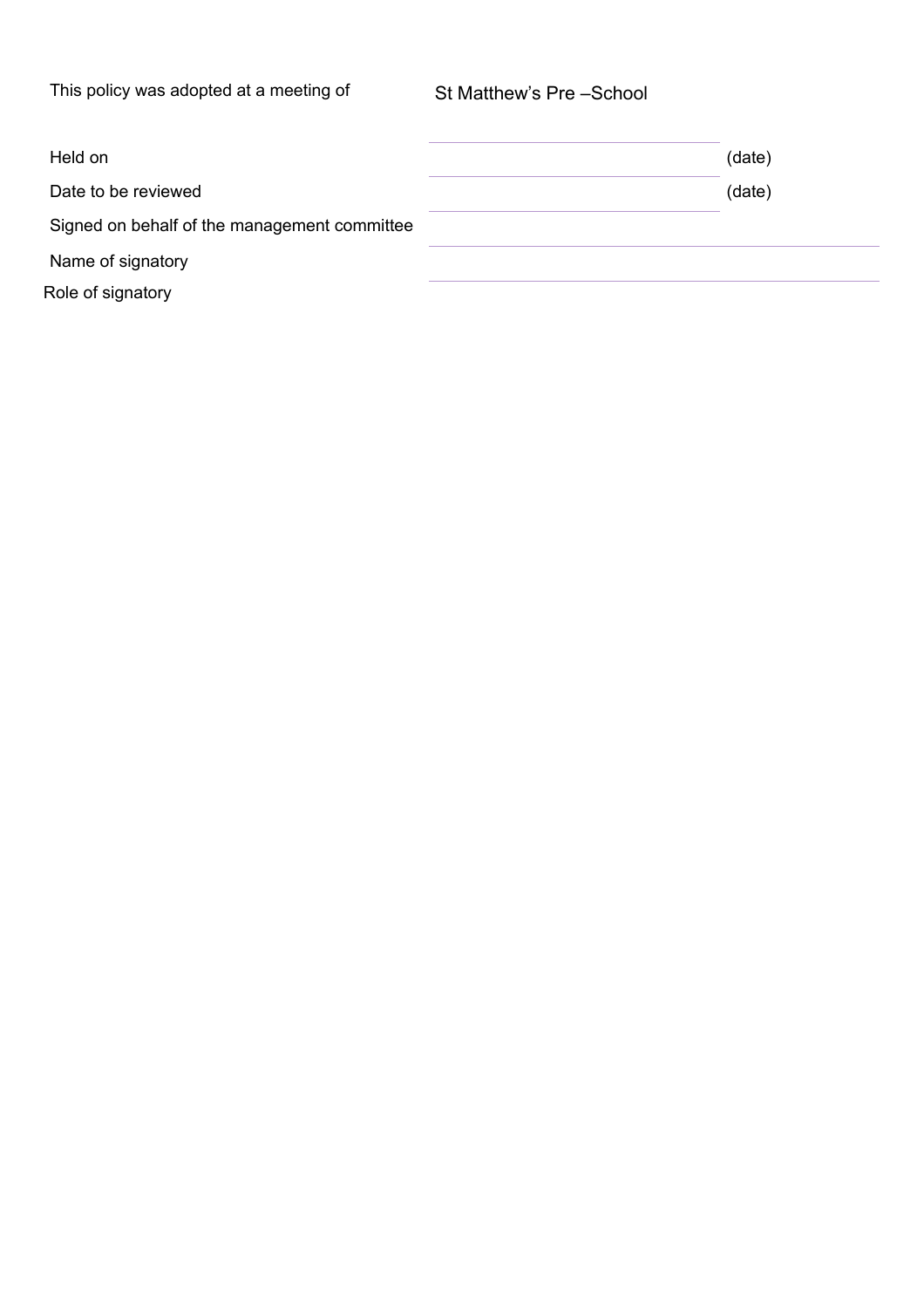| | | |
|---|---|---|
| This policy was adopted at a meeting of | St Matthew's Pre –School | |
| Held on | | (date) |
| Date to be reviewed | | (date) |
| Signed on behalf of the management committee | | |
| Name of signatory | | |
| Role of signatory | | |